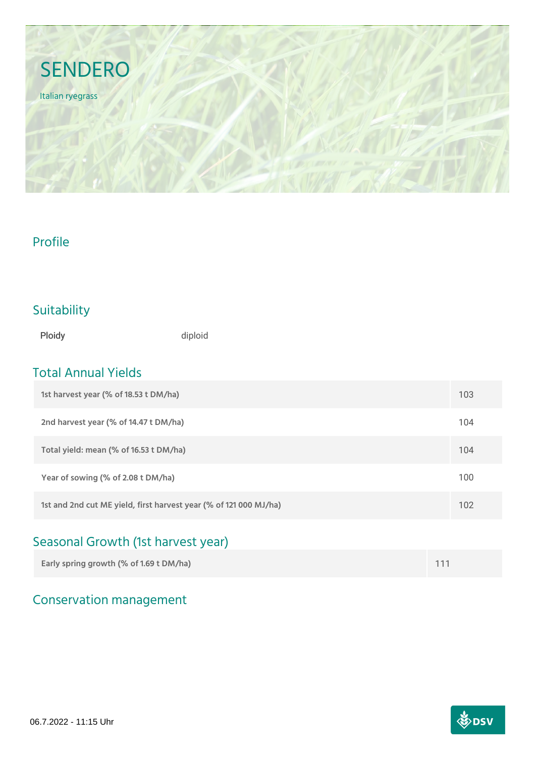# SENDERO

Italian ryegrass

## Profile

## Suitability

| | |
|---|---|
| Ploidy | diploid |

## Total Annual Yields

| | |
|---|---|
| 1st harvest year (% of 18.53 t DM/ha) | 103 |
| 2nd harvest year (% of 14.47 t DM/ha) | 104 |
| Total yield: mean (% of 16.53 t DM/ha) | 104 |
| Year of sowing (% of 2.08 t DM/ha) | 100 |
| 1st and 2nd cut ME yield, first harvest year (% of 121 000 MJ/ha) | 102 |

## Seasonal Growth (1st harvest year)

| | |
|---|---|
| Early spring growth (% of 1.69 t DM/ha) | 111 |

## Conservation management

06.7.2022 - 11:15 Uhr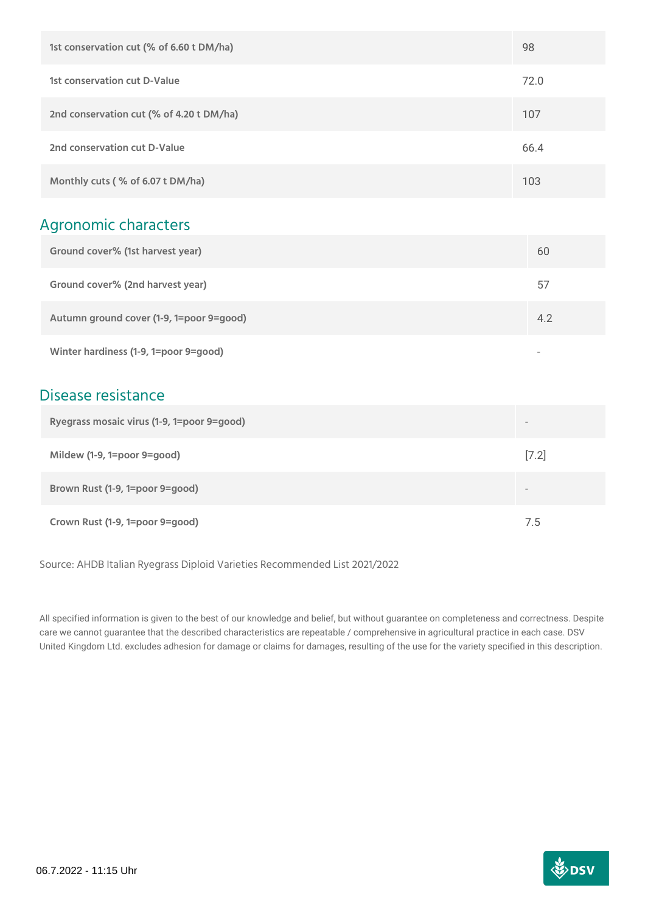| | |
|---|---|
| 1st conservation cut (% of 6.60 t DM/ha) | 98 |
| 1st conservation cut D-Value | 72.0 |
| 2nd conservation cut (% of 4.20 t DM/ha) | 107 |
| 2nd conservation cut D-Value | 66.4 |
| Monthly cuts ( % of 6.07 t DM/ha) | 103 |

## Agronomic characters

| | |
|---|---|
| Ground cover% (1st harvest year) | 60 |
| Ground cover% (2nd harvest year) | 57 |
| Autumn ground cover (1-9, 1=poor 9=good) | 4.2 |
| Winter hardiness (1-9, 1=poor 9=good) | - |

## Disease resistance

| | |
|---|---|
| Ryegrass mosaic virus (1-9, 1=poor 9=good) | - |
| Mildew (1-9, 1=poor 9=good) | [7.2] |
| Brown Rust (1-9, 1=poor 9=good) | - |
| Crown Rust (1-9, 1=poor 9=good) | 7.5 |

Source: AHDB Italian Ryegrass Diploid Varieties Recommended List 2021/2022

All specified information is given to the best of our knowledge and belief, but without guarantee on completeness and correctness. Despite care we cannot guarantee that the described characteristics are repeatable / comprehensive in agricultural practice in each case. DSV United Kingdom Ltd. excludes adhesion for damage or claims for damages, resulting of the use for the variety specified in this description.

06.7.2022 - 11:15 Uhr